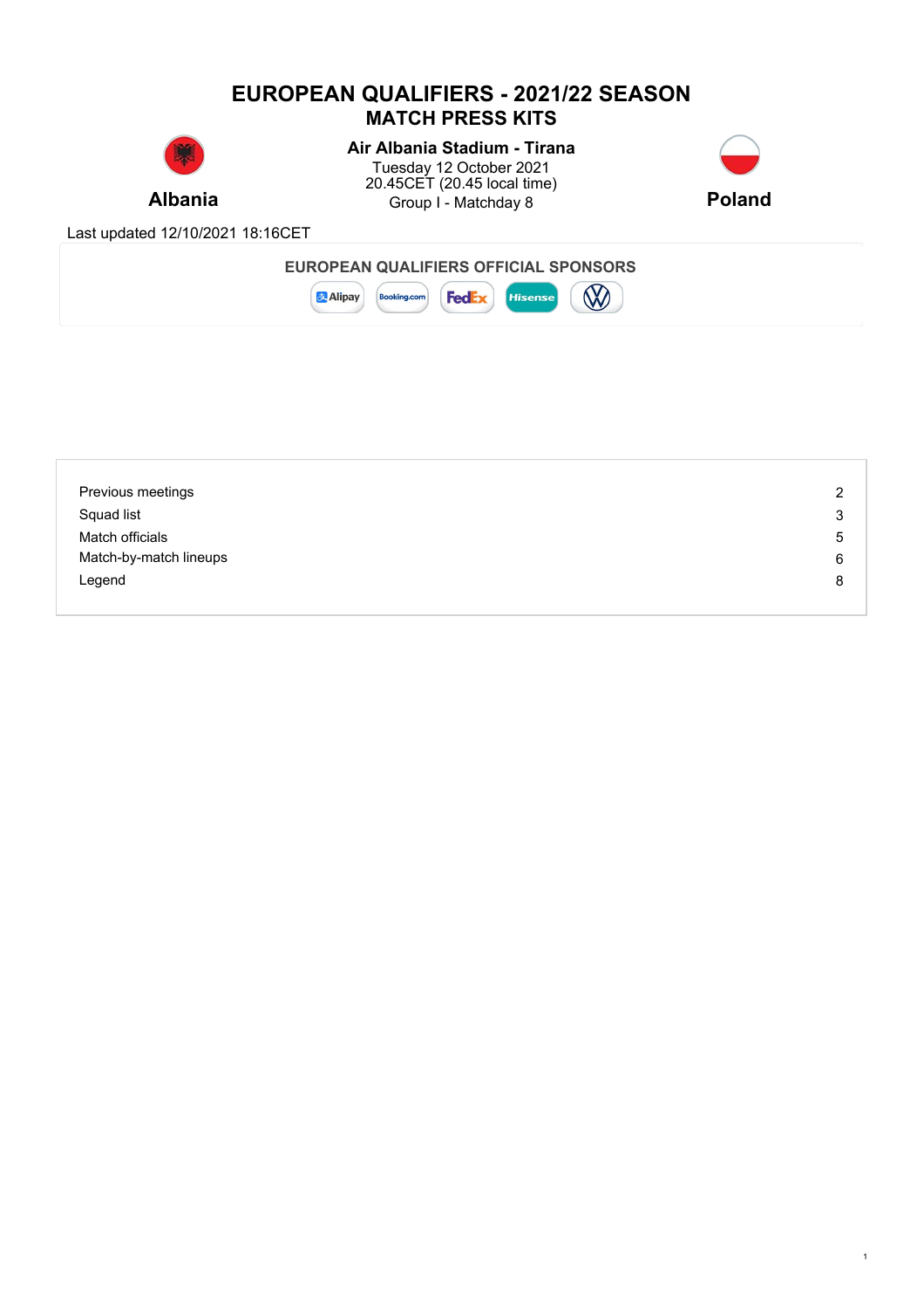# EUROPEAN QUALIFIERS - 2021/22 SEASON

## MATCH PRESS KITS

**Albania**

**Air Albania Stadium - Tirana**
Tuesday 12 October 2021
20.45CET (20.45 local time)
Group I - Matchday 8

**Poland**

Last updated 12/10/2021 18:16CET

**EUROPEAN QUALIFIERS OFFICIAL SPONSORS**

Alipay Booking.com FedEx Hisense

| | |
|---|---|
| Previous meetings | 2 |
| Squad list | 3 |
| Match officials | 5 |
| Match-by-match lineups | 6 |
| Legend | 8 |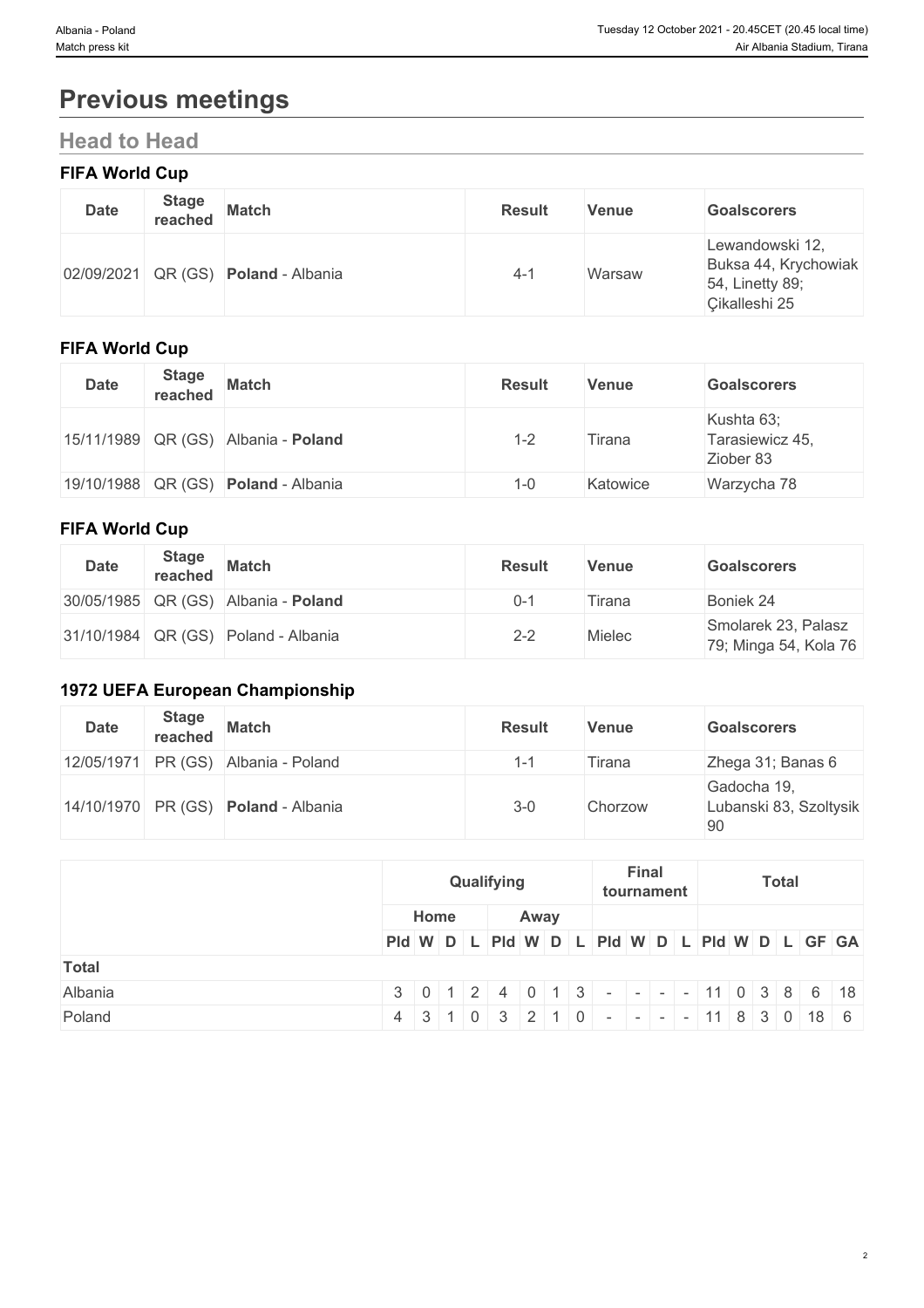# Previous meetings

## Head to Head

### FIFA World Cup

| Date | Stage reached | Match | Result | Venue | Goalscorers |
|---|---|---|---|---|---|
| 02/09/2021 | QR (GS) | **Poland** - Albania | 4-1 | Warsaw | Lewandowski 12, Buksa 44, Krychowiak 54, Linetty 89; Çikalleshi 25 |

### FIFA World Cup

| Date | Stage reached | Match | Result | Venue | Goalscorers |
|---|---|---|---|---|---|
| 15/11/1989 | QR (GS) | Albania - **Poland** | 1-2 | Tirana | Kushta 63; Tarasiewicz 45, Ziober 83 |
| 19/10/1988 | QR (GS) | **Poland** - Albania | 1-0 | Katowice | Warzycha 78 |

### FIFA World Cup

| Date | Stage reached | Match | Result | Venue | Goalscorers |
|---|---|---|---|---|---|
| 30/05/1985 | QR (GS) | Albania - **Poland** | 0-1 | Tirana | Boniek 24 |
| 31/10/1984 | QR (GS) | Poland - Albania | 2-2 | Mielec | Smolarek 23, Palasz 79; Minga 54, Kola 76 |

### 1972 UEFA European Championship

| Date | Stage reached | Match | Result | Venue | Goalscorers |
|---|---|---|---|---|---|
| 12/05/1971 | PR (GS) | Albania - Poland | 1-1 | Tirana | Zhega 31; Banas 6 |
| 14/10/1970 | PR (GS) | **Poland** - Albania | 3-0 | Chorzow | Gadocha 19, Lubanski 83, Szoltysik 90 |

| | Qualifying | | | | | | | | Final tournament | | | | Total | | | | | |
|---|---|---|---|---|---|---|---|---|---|---|---|---|---|---|---|---|---|---|
| | Home | | | | Away | | | | | | | | | | | | | |
| | Pld | W | D | L | Pld | W | D | L | Pld | W | D | L | Pld | W | D | L | GF | GA |
| **Total** | | | | | | | | | | | | | | | | | | |
| Albania | 3 | 0 | 1 | 2 | 4 | 0 | 1 | 3 | - | - | - | - | 11 | 0 | 3 | 8 | 6 | 18 |
| Poland | 4 | 3 | 1 | 0 | 3 | 2 | 1 | 0 | - | - | - | - | 11 | 8 | 3 | 0 | 18 | 6 |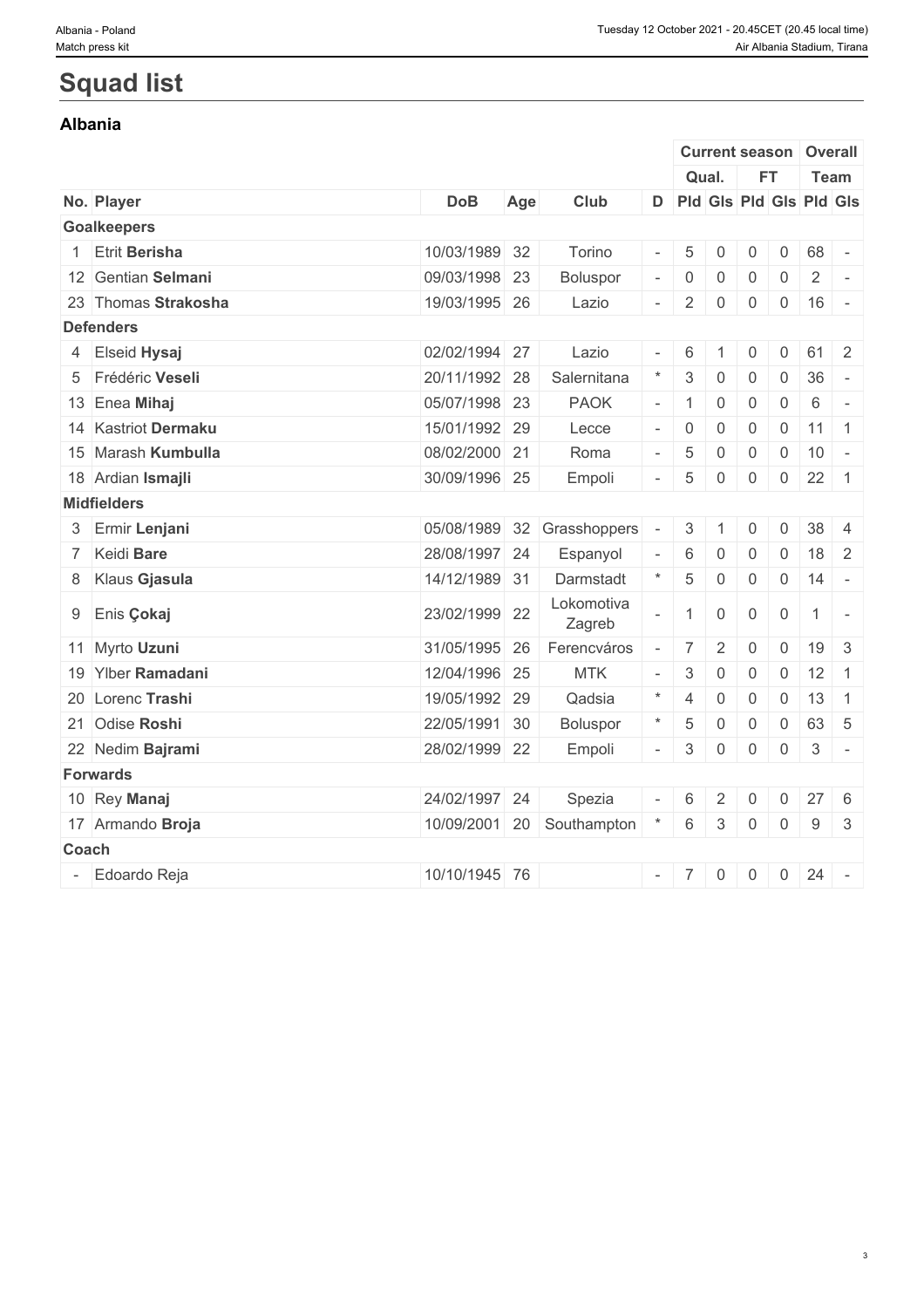# Squad list

## Albania

| | | | | | | Current season | | | | Overall | |
|---|---|---|---|---|---|---|---|---|---|---|---|
| | | | | | | Qual. | | FT | | Team | |
| No. | Player | DoB | Age | Club | D | Pld | Gls | Pld | Gls | Pld | Gls |
| **Goalkeepers** | | | | | | | | | | | |
| 1 | Etrit **Berisha** | 10/03/1989 | 32 | Torino | - | 5 | 0 | 0 | 0 | 68 | - |
| 12 | Gentian **Selmani** | 09/03/1998 | 23 | Boluspor | - | 0 | 0 | 0 | 0 | 2 | - |
| 23 | Thomas **Strakosha** | 19/03/1995 | 26 | Lazio | - | 2 | 0 | 0 | 0 | 16 | - |
| **Defenders** | | | | | | | | | | | |
| 4 | Elseid **Hysaj** | 02/02/1994 | 27 | Lazio | - | 6 | 1 | 0 | 0 | 61 | 2 |
| 5 | Frédéric **Veseli** | 20/11/1992 | 28 | Salernitana | * | 3 | 0 | 0 | 0 | 36 | - |
| 13 | Enea **Mihaj** | 05/07/1998 | 23 | PAOK | - | 1 | 0 | 0 | 0 | 6 | - |
| 14 | Kastriot **Dermaku** | 15/01/1992 | 29 | Lecce | - | 0 | 0 | 0 | 0 | 11 | 1 |
| 15 | Marash **Kumbulla** | 08/02/2000 | 21 | Roma | - | 5 | 0 | 0 | 0 | 10 | - |
| 18 | Ardian **Ismajli** | 30/09/1996 | 25 | Empoli | - | 5 | 0 | 0 | 0 | 22 | 1 |
| **Midfielders** | | | | | | | | | | | |
| 3 | Ermir **Lenjani** | 05/08/1989 | 32 | Grasshoppers | - | 3 | 1 | 0 | 0 | 38 | 4 |
| 7 | Keidi **Bare** | 28/08/1997 | 24 | Espanyol | - | 6 | 0 | 0 | 0 | 18 | 2 |
| 8 | Klaus **Gjasula** | 14/12/1989 | 31 | Darmstadt | * | 5 | 0 | 0 | 0 | 14 | - |
| 9 | Enis **Çokaj** | 23/02/1999 | 22 | Lokomotiva Zagreb | - | 1 | 0 | 0 | 0 | 1 | - |
| 11 | Myrto **Uzuni** | 31/05/1995 | 26 | Ferencváros | - | 7 | 2 | 0 | 0 | 19 | 3 |
| 19 | Ylber **Ramadani** | 12/04/1996 | 25 | MTK | - | 3 | 0 | 0 | 0 | 12 | 1 |
| 20 | Lorenc **Trashi** | 19/05/1992 | 29 | Qadsia | * | 4 | 0 | 0 | 0 | 13 | 1 |
| 21 | Odise **Roshi** | 22/05/1991 | 30 | Boluspor | * | 5 | 0 | 0 | 0 | 63 | 5 |
| 22 | Nedim **Bajrami** | 28/02/1999 | 22 | Empoli | - | 3 | 0 | 0 | 0 | 3 | - |
| **Forwards** | | | | | | | | | | | |
| 10 | Rey **Manaj** | 24/02/1997 | 24 | Spezia | - | 6 | 2 | 0 | 0 | 27 | 6 |
| 17 | Armando **Broja** | 10/09/2001 | 20 | Southampton | * | 6 | 3 | 0 | 0 | 9 | 3 |
| **Coach** | | | | | | | | | | | |
| - | Edoardo Reja | 10/10/1945 | 76 | | - | 7 | 0 | 0 | 0 | 24 | - |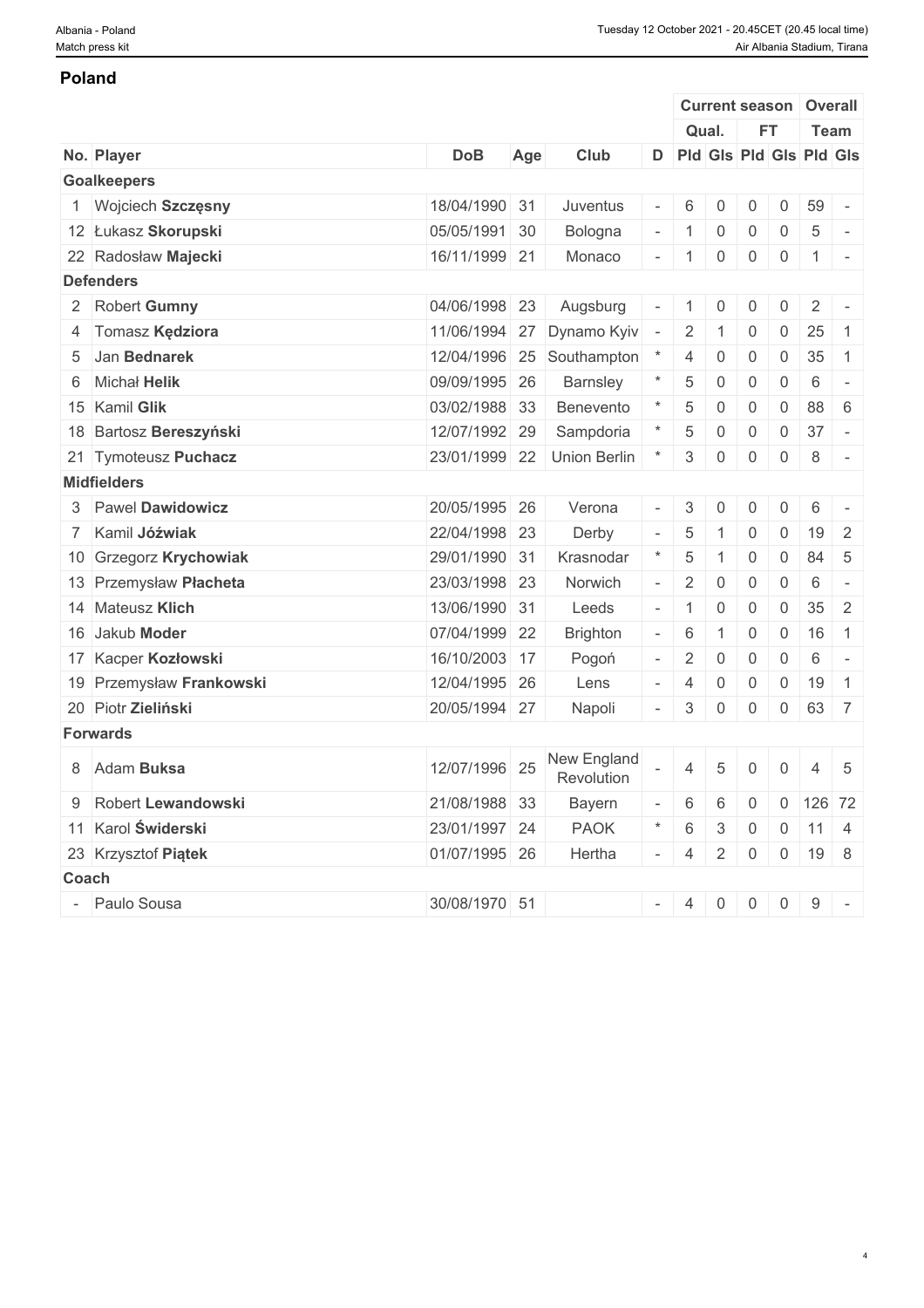## Poland

| No. | Player | DoB | Age | Club | D | Current season | | | | Overall | |
|---|---|---|---|---|---|---|---|---|---|---|---|
| | | | | | | Qual. | | FT | | Team | |
| | | | | | | Pld | Gls | Pld | Gls | Pld | Gls |
| **Goalkeepers** | | | | | | | | | | | |
| 1 | Wojciech **Szczęsny** | 18/04/1990 | 31 | Juventus | - | 6 | 0 | 0 | 0 | 59 | - |
| 12 | Łukasz **Skorupski** | 05/05/1991 | 30 | Bologna | - | 1 | 0 | 0 | 0 | 5 | - |
| 22 | Radosław **Majecki** | 16/11/1999 | 21 | Monaco | - | 1 | 0 | 0 | 0 | 1 | - |
| **Defenders** | | | | | | | | | | | |
| 2 | Robert **Gumny** | 04/06/1998 | 23 | Augsburg | - | 1 | 0 | 0 | 0 | 2 | - |
| 4 | Tomasz **Kędziora** | 11/06/1994 | 27 | Dynamo Kyiv | - | 2 | 1 | 0 | 0 | 25 | 1 |
| 5 | Jan **Bednarek** | 12/04/1996 | 25 | Southampton | * | 4 | 0 | 0 | 0 | 35 | 1 |
| 6 | Michał **Helik** | 09/09/1995 | 26 | Barnsley | * | 5 | 0 | 0 | 0 | 6 | - |
| 15 | Kamil **Glik** | 03/02/1988 | 33 | Benevento | * | 5 | 0 | 0 | 0 | 88 | 6 |
| 18 | Bartosz **Bereszyński** | 12/07/1992 | 29 | Sampdoria | * | 5 | 0 | 0 | 0 | 37 | - |
| 21 | Tymoteusz **Puchacz** | 23/01/1999 | 22 | Union Berlin | * | 3 | 0 | 0 | 0 | 8 | - |
| **Midfielders** | | | | | | | | | | | |
| 3 | Pawel **Dawidowicz** | 20/05/1995 | 26 | Verona | - | 3 | 0 | 0 | 0 | 6 | - |
| 7 | Kamil **Jóźwiak** | 22/04/1998 | 23 | Derby | - | 5 | 1 | 0 | 0 | 19 | 2 |
| 10 | Grzegorz **Krychowiak** | 29/01/1990 | 31 | Krasnodar | * | 5 | 1 | 0 | 0 | 84 | 5 |
| 13 | Przemysław **Płacheta** | 23/03/1998 | 23 | Norwich | - | 2 | 0 | 0 | 0 | 6 | - |
| 14 | Mateusz **Klich** | 13/06/1990 | 31 | Leeds | - | 1 | 0 | 0 | 0 | 35 | 2 |
| 16 | Jakub **Moder** | 07/04/1999 | 22 | Brighton | - | 6 | 1 | 0 | 0 | 16 | 1 |
| 17 | Kacper **Kozłowski** | 16/10/2003 | 17 | Pogoń | - | 2 | 0 | 0 | 0 | 6 | - |
| 19 | Przemysław **Frankowski** | 12/04/1995 | 26 | Lens | - | 4 | 0 | 0 | 0 | 19 | 1 |
| 20 | Piotr **Zieliński** | 20/05/1994 | 27 | Napoli | - | 3 | 0 | 0 | 0 | 63 | 7 |
| **Forwards** | | | | | | | | | | | |
| 8 | Adam **Buksa** | 12/07/1996 | 25 | New England Revolution | - | 4 | 5 | 0 | 0 | 4 | 5 |
| 9 | Robert **Lewandowski** | 21/08/1988 | 33 | Bayern | - | 6 | 6 | 0 | 0 | 126 | 72 |
| 11 | Karol **Świderski** | 23/01/1997 | 24 | PAOK | * | 6 | 3 | 0 | 0 | 11 | 4 |
| 23 | Krzysztof **Piątek** | 01/07/1995 | 26 | Hertha | - | 4 | 2 | 0 | 0 | 19 | 8 |
| **Coach** | | | | | | | | | | | |
| - | Paulo Sousa | 30/08/1970 | 51 | | - | 4 | 0 | 0 | 0 | 9 | - |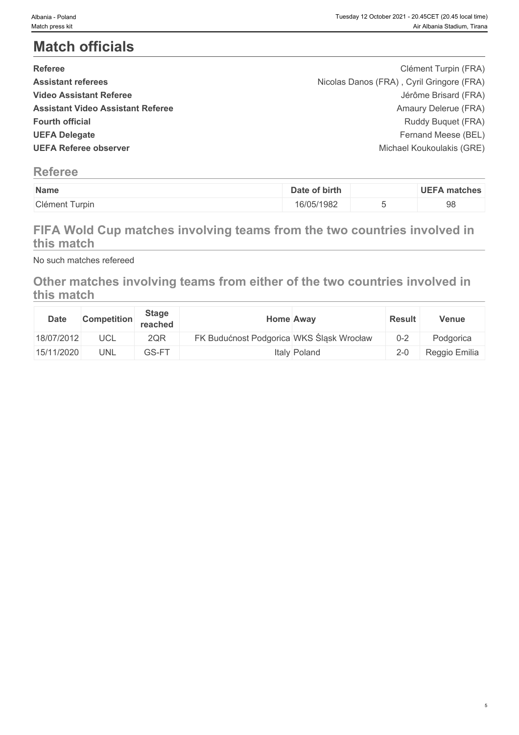# Match officials

| | |
|---|---|
| **Referee** | Clément Turpin (FRA) |
| **Assistant referees** | Nicolas Danos (FRA) , Cyril Gringore (FRA) |
| **Video Assistant Referee** | Jérôme Brisard (FRA) |
| **Assistant Video Assistant Referee** | Amaury Delerue (FRA) |
| **Fourth official** | Ruddy Buquet (FRA) |
| **UEFA Delegate** | Fernand Meese (BEL) |
| **UEFA Referee observer** | Michael Koukoulakis (GRE) |

## Referee

| Name | Date of birth | | UEFA matches |
|---|---|---|---|
| Clément Turpin | 16/05/1982 | 5 | 98 |

## FIFA Wold Cup matches involving teams from the two countries involved in this match

No such matches refereed

## Other matches involving teams from either of the two countries involved in this match

| Date | Competition | Stage reached | Home | Away | Result | Venue |
|---|---|---|---|---|---|---|
| 18/07/2012 | UCL | 2QR | FK Budućnost Podgorica | WKS Śląsk Wrocław | 0-2 | Podgorica |
| 15/11/2020 | UNL | GS-FT | Italy | Poland | 2-0 | Reggio Emilia |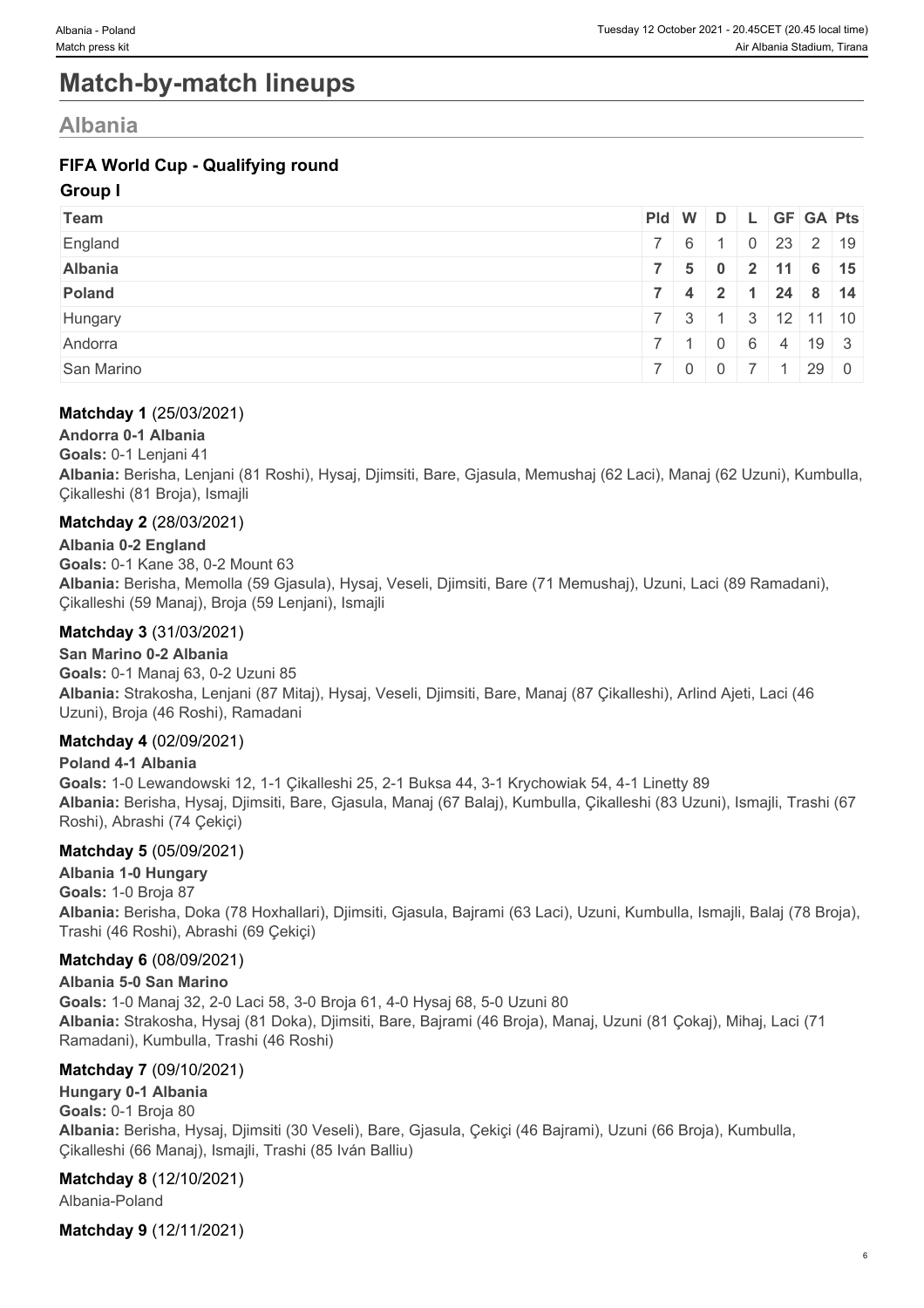# Match-by-match lineups

## Albania

### FIFA World Cup - Qualifying round

**Group I**

| Team | Pld | W | D | L | GF | GA | Pts |
|---|---|---|---|---|---|---|---|
| England | 7 | 6 | 1 | 0 | 23 | 2 | 19 |
| **Albania** | **7** | **5** | **0** | **2** | **11** | **6** | **15** |
| **Poland** | **7** | **4** | **2** | **1** | **24** | **8** | **14** |
| Hungary | 7 | 3 | 1 | 3 | 12 | 11 | 10 |
| Andorra | 7 | 1 | 0 | 6 | 4 | 19 | 3 |
| San Marino | 7 | 0 | 0 | 7 | 1 | 29 | 0 |

**Matchday 1** (25/03/2021)

**Andorra 0-1 Albania**

**Goals:** 0-1 Lenjani 41

**Albania:** Berisha, Lenjani (81 Roshi), Hysaj, Djimsiti, Bare, Gjasula, Memushaj (62 Laci), Manaj (62 Uzuni), Kumbulla, Çikalleshi (81 Broja), Ismajli

**Matchday 2** (28/03/2021)

**Albania 0-2 England**

**Goals:** 0-1 Kane 38, 0-2 Mount 63

**Albania:** Berisha, Memolla (59 Gjasula), Hysaj, Veseli, Djimsiti, Bare (71 Memushaj), Uzuni, Laci (89 Ramadani), Çikalleshi (59 Manaj), Broja (59 Lenjani), Ismajli

**Matchday 3** (31/03/2021)

**San Marino 0-2 Albania**

**Goals:** 0-1 Manaj 63, 0-2 Uzuni 85

**Albania:** Strakosha, Lenjani (87 Mitaj), Hysaj, Veseli, Djimsiti, Bare, Manaj (87 Çikalleshi), Arlind Ajeti, Laci (46 Uzuni), Broja (46 Roshi), Ramadani

**Matchday 4** (02/09/2021)

**Poland 4-1 Albania**

**Goals:** 1-0 Lewandowski 12, 1-1 Çikalleshi 25, 2-1 Buksa 44, 3-1 Krychowiak 54, 4-1 Linetty 89

**Albania:** Berisha, Hysaj, Djimsiti, Bare, Gjasula, Manaj (67 Balaj), Kumbulla, Çikalleshi (83 Uzuni), Ismajli, Trashi (67 Roshi), Abrashi (74 Çekiçi)

**Matchday 5** (05/09/2021)

**Albania 1-0 Hungary**

**Goals:** 1-0 Broja 87

**Albania:** Berisha, Doka (78 Hoxhallari), Djimsiti, Gjasula, Bajrami (63 Laci), Uzuni, Kumbulla, Ismajli, Balaj (78 Broja), Trashi (46 Roshi), Abrashi (69 Çekiçi)

**Matchday 6** (08/09/2021)

**Albania 5-0 San Marino**

**Goals:** 1-0 Manaj 32, 2-0 Laci 58, 3-0 Broja 61, 4-0 Hysaj 68, 5-0 Uzuni 80

**Albania:** Strakosha, Hysaj (81 Doka), Djimsiti, Bare, Bajrami (46 Broja), Manaj, Uzuni (81 Çokaj), Mihaj, Laci (71 Ramadani), Kumbulla, Trashi (46 Roshi)

**Matchday 7** (09/10/2021)

**Hungary 0-1 Albania**

**Goals:** 0-1 Broja 80

**Albania:** Berisha, Hysaj, Djimsiti (30 Veseli), Bare, Gjasula, Çekiçi (46 Bajrami), Uzuni (66 Broja), Kumbulla, Çikalleshi (66 Manaj), Ismajli, Trashi (85 Iván Balliu)

**Matchday 8** (12/10/2021)

Albania-Poland

**Matchday 9** (12/11/2021)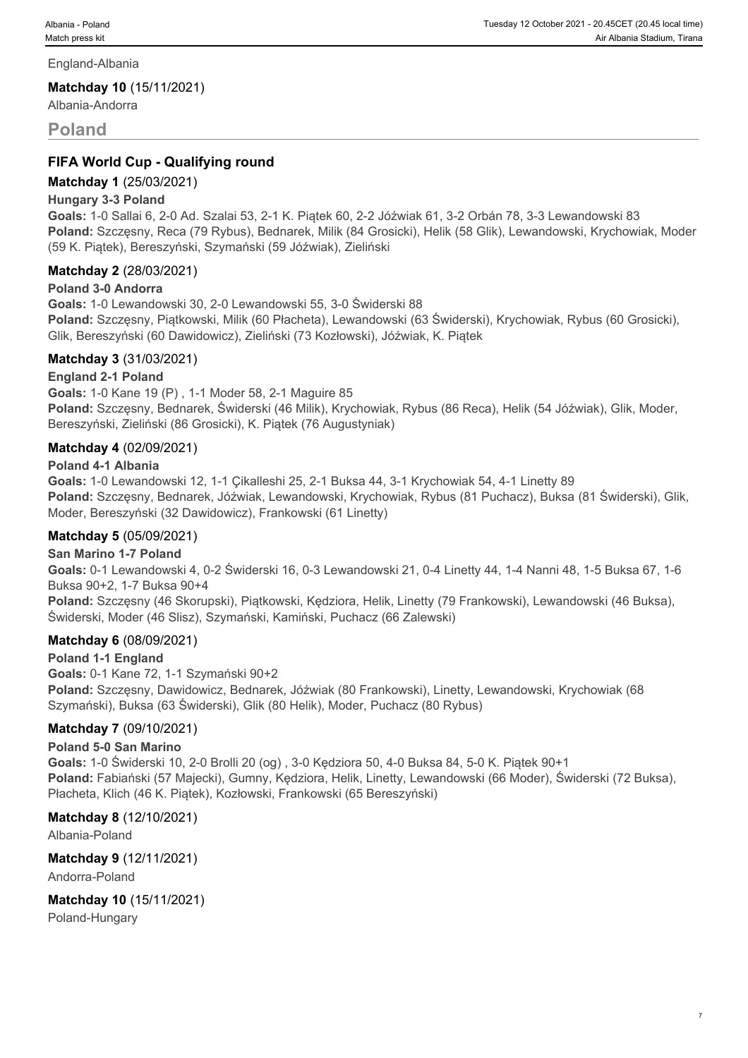England-Albania

**Matchday 10** (15/11/2021)

Albania-Andorra

## Poland

### FIFA World Cup - Qualifying round

**Matchday 1** (25/03/2021)

**Hungary 3-3 Poland**

**Goals:** 1-0 Sallai 6, 2-0 Ad. Szalai 53, 2-1 K. Piątek 60, 2-2 Jóźwiak 61, 3-2 Orbán 78, 3-3 Lewandowski 83

**Poland:** Szczęsny, Reca (79 Rybus), Bednarek, Milik (84 Grosicki), Helik (58 Glik), Lewandowski, Krychowiak, Moder (59 K. Piątek), Bereszyński, Szymański (59 Jóźwiak), Zieliński

**Matchday 2** (28/03/2021)

**Poland 3-0 Andorra**

**Goals:** 1-0 Lewandowski 30, 2-0 Lewandowski 55, 3-0 Świderski 88

**Poland:** Szczęsny, Piątkowski, Milik (60 Płacheta), Lewandowski (63 Świderski), Krychowiak, Rybus (60 Grosicki), Glik, Bereszyński (60 Dawidowicz), Zieliński (73 Kozłowski), Jóźwiak, K. Piątek

**Matchday 3** (31/03/2021)

**England 2-1 Poland**

**Goals:** 1-0 Kane 19 (P) , 1-1 Moder 58, 2-1 Maguire 85

**Poland:** Szczęsny, Bednarek, Świderski (46 Milik), Krychowiak, Rybus (86 Reca), Helik (54 Jóźwiak), Glik, Moder, Bereszyński, Zieliński (86 Grosicki), K. Piątek (76 Augustyniak)

**Matchday 4** (02/09/2021)

**Poland 4-1 Albania**

**Goals:** 1-0 Lewandowski 12, 1-1 Çikalleshi 25, 2-1 Buksa 44, 3-1 Krychowiak 54, 4-1 Linetty 89

**Poland:** Szczęsny, Bednarek, Jóźwiak, Lewandowski, Krychowiak, Rybus (81 Puchacz), Buksa (81 Świderski), Glik, Moder, Bereszyński (32 Dawidowicz), Frankowski (61 Linetty)

**Matchday 5** (05/09/2021)

**San Marino 1-7 Poland**

**Goals:** 0-1 Lewandowski 4, 0-2 Świderski 16, 0-3 Lewandowski 21, 0-4 Linetty 44, 1-4 Nanni 48, 1-5 Buksa 67, 1-6 Buksa 90+2, 1-7 Buksa 90+4

**Poland:** Szczęsny (46 Skorupski), Piątkowski, Kędziora, Helik, Linetty (79 Frankowski), Lewandowski (46 Buksa), Świderski, Moder (46 Slisz), Szymański, Kamiński, Puchacz (66 Zalewski)

**Matchday 6** (08/09/2021)

**Poland 1-1 England**

**Goals:** 0-1 Kane 72, 1-1 Szymański 90+2

**Poland:** Szczęsny, Dawidowicz, Bednarek, Jóźwiak (80 Frankowski), Linetty, Lewandowski, Krychowiak (68 Szymański), Buksa (63 Świderski), Glik (80 Helik), Moder, Puchacz (80 Rybus)

**Matchday 7** (09/10/2021)

**Poland 5-0 San Marino**

**Goals:** 1-0 Świderski 10, 2-0 Brolli 20 (og) , 3-0 Kędziora 50, 4-0 Buksa 84, 5-0 K. Piątek 90+1

**Poland:** Fabiański (57 Majecki), Gumny, Kędziora, Helik, Linetty, Lewandowski (66 Moder), Świderski (72 Buksa), Płacheta, Klich (46 K. Piątek), Kozłowski, Frankowski (65 Bereszyński)

**Matchday 8** (12/10/2021)

Albania-Poland

**Matchday 9** (12/11/2021)

Andorra-Poland

**Matchday 10** (15/11/2021)

Poland-Hungary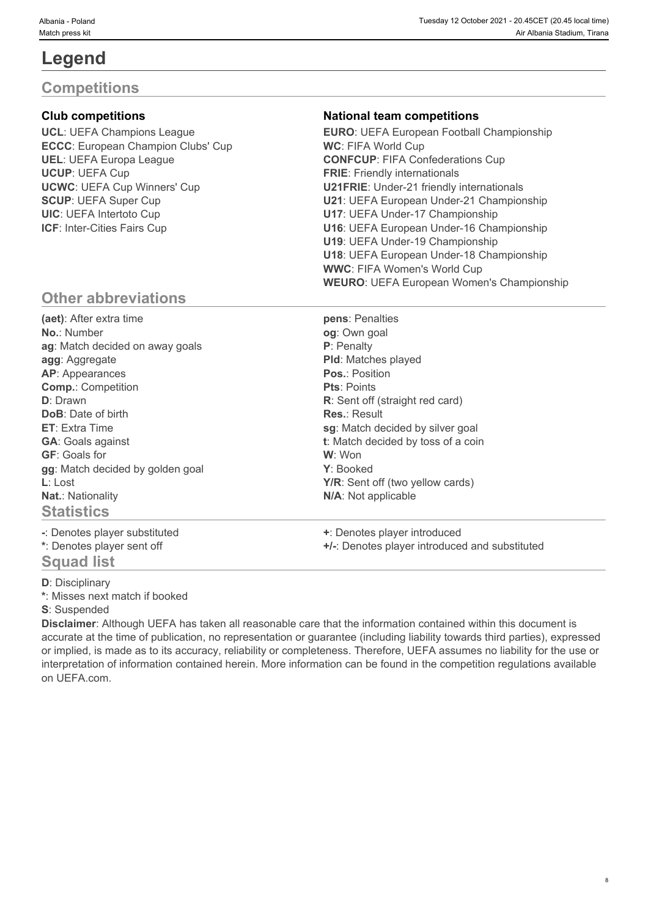# Legend

## Competitions

### Club competitions

**UCL**: UEFA Champions League
**ECCC**: European Champion Clubs' Cup
**UEL**: UEFA Europa League
**UCUP**: UEFA Cup
**UCWC**: UEFA Cup Winners' Cup
**SCUP**: UEFA Super Cup
**UIC**: UEFA Intertoto Cup
**ICF**: Inter-Cities Fairs Cup

### National team competitions

**EURO**: UEFA European Football Championship
**WC**: FIFA World Cup
**CONFCUP**: FIFA Confederations Cup
**FRIE**: Friendly internationals
**U21FRIE**: Under-21 friendly internationals
**U21**: UEFA European Under-21 Championship
**U17**: UEFA Under-17 Championship
**U16**: UEFA European Under-16 Championship
**U19**: UEFA Under-19 Championship
**U18**: UEFA European Under-18 Championship
**WWC**: FIFA Women's World Cup
**WEURO**: UEFA European Women's Championship

## Other abbreviations

**(aet)**: After extra time
**No.**: Number
**ag**: Match decided on away goals
**agg**: Aggregate
**AP**: Appearances
**Comp.**: Competition
**D**: Drawn
**DoB**: Date of birth
**ET**: Extra Time
**GA**: Goals against
**GF**: Goals for
**gg**: Match decided by golden goal
**L**: Lost
**Nat.**: Nationality
**pens**: Penalties
**og**: Own goal
**P**: Penalty
**Pld**: Matches played
**Pos.**: Position
**Pts**: Points
**R**: Sent off (straight red card)
**Res.**: Result
**sg**: Match decided by silver goal
**t**: Match decided by toss of a coin
**W**: Won
**Y**: Booked
**Y/R**: Sent off (two yellow cards)
**N/A**: Not applicable

## Statistics

**-**: Denotes player substituted
**\***: Denotes player sent off
**+**: Denotes player introduced
**+/-**: Denotes player introduced and substituted

## Squad list

**D**: Disciplinary
**\***: Misses next match if booked
**S**: Suspended

**Disclaimer**: Although UEFA has taken all reasonable care that the information contained within this document is accurate at the time of publication, no representation or guarantee (including liability towards third parties), expressed or implied, is made as to its accuracy, reliability or completeness. Therefore, UEFA assumes no liability for the use or interpretation of information contained herein. More information can be found in the competition regulations available on UEFA.com.